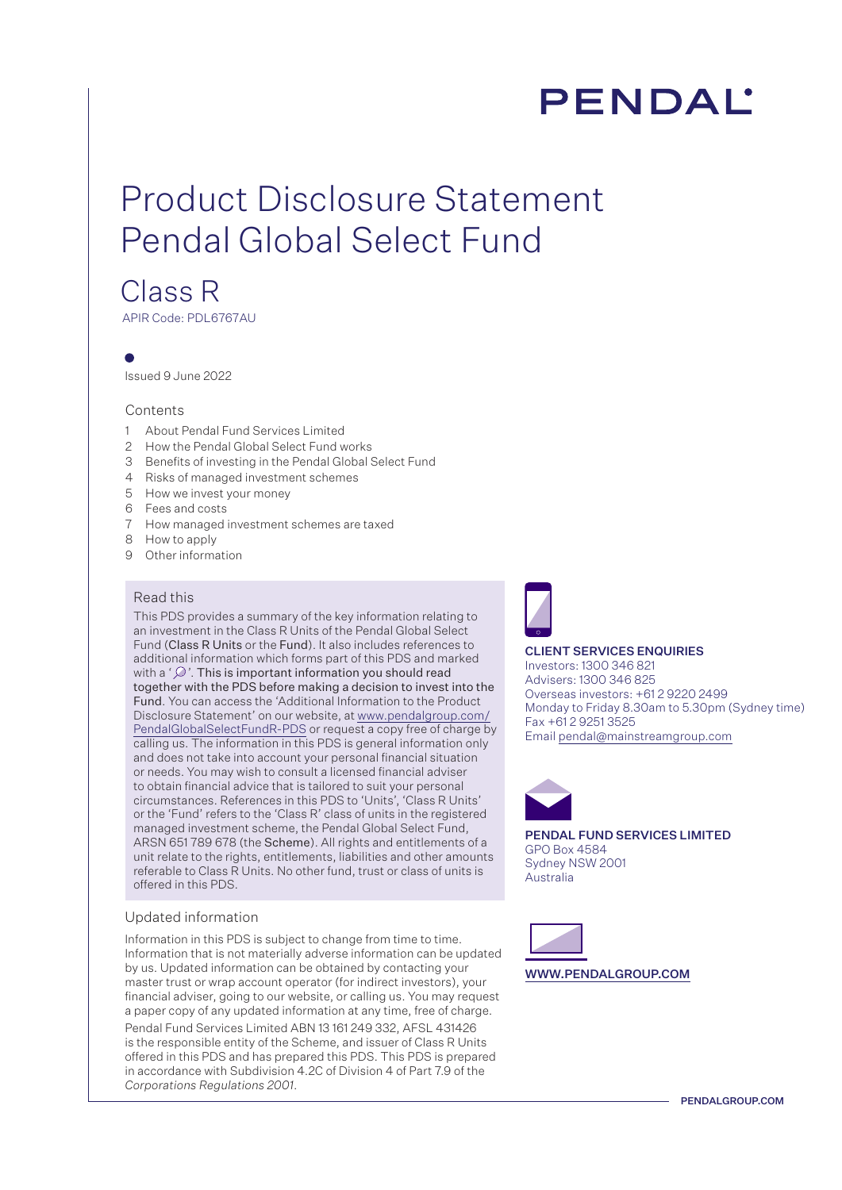PENDAL

# Product Disclosure Statement Pendal Global Select Fund

## Class R

APIR Code: PDL6767AU

Issued 9 June 2022

### Contents

1. About Pendal Fund Services Limited
2. How the Pendal Global Select Fund works
3. Benefits of investing in the Pendal Global Select Fund
4. Risks of managed investment schemes
5. How we invest your money
6. Fees and costs
7. How managed investment schemes are taxed
8. How to apply
9. Other information

### Read this

This PDS provides a summary of the key information relating to an investment in the Class R Units of the Pendal Global Select Fund (**Class R Units** or the **Fund**). It also includes references to additional information which forms part of this PDS and marked with a '🔍'. **This is important information you should read together with the PDS before making a decision to invest into the Fund**. You can access the 'Additional Information to the Product Disclosure Statement' on our website, at www.pendalgroup.com/PendalGlobalSelectFundR-PDS or request a copy free of charge by calling us. The information in this PDS is general information only and does not take into account your personal financial situation or needs. You may wish to consult a licensed financial adviser to obtain financial advice that is tailored to suit your personal circumstances. References in this PDS to 'Units', 'Class R Units' or the 'Fund' refers to the 'Class R' class of units in the registered managed investment scheme, the Pendal Global Select Fund, ARSN 651 789 678 (the **Scheme**). All rights and entitlements of a unit relate to the rights, entitlements, liabilities and other amounts referable to Class R Units. No other fund, trust or class of units is offered in this PDS.

### Updated information

Information in this PDS is subject to change from time to time. Information that is not materially adverse information can be updated by us. Updated information can be obtained by contacting your master trust or wrap account operator (for indirect investors), your financial adviser, going to our website, or calling us. You may request a paper copy of any updated information at any time, free of charge.

Pendal Fund Services Limited ABN 13 161 249 332, AFSL 431426 is the responsible entity of the Scheme, and issuer of Class R Units offered in this PDS and has prepared this PDS. This PDS is prepared in accordance with Subdivision 4.2C of Division 4 of Part 7.9 of the *Corporations Regulations 2001*.

**CLIENT SERVICES ENQUIRIES**

Investors: 1300 346 821
Advisers: 1300 346 825
Overseas investors: +61 2 9220 2499
Monday to Friday 8.30am to 5.30pm (Sydney time)
Fax +61 2 9251 3525
Email pendal@mainstreamgroup.com

**PENDAL FUND SERVICES LIMITED**

GPO Box 4584
Sydney NSW 2001
Australia

**WWW.PENDALGROUP.COM**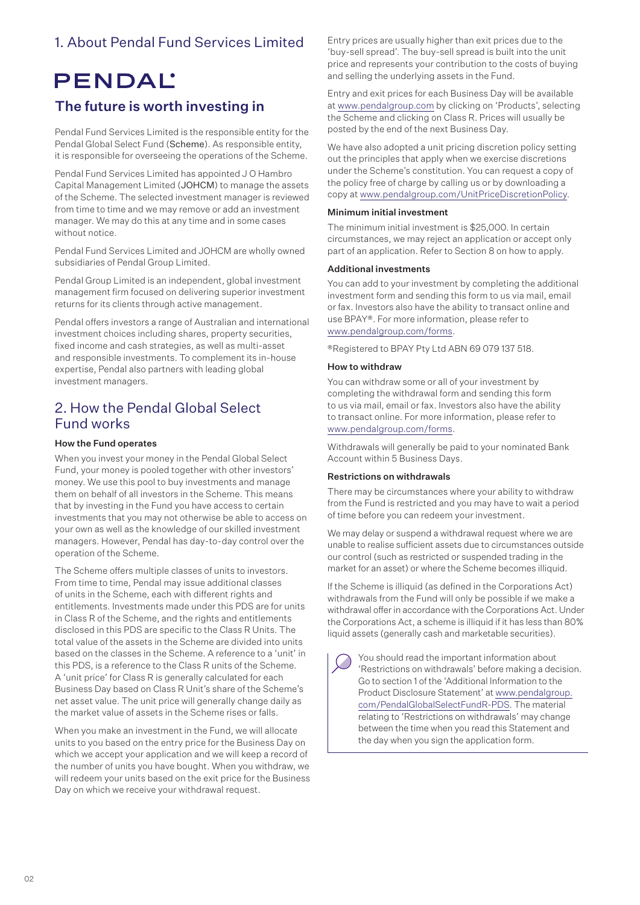## 1. About Pendal Fund Services Limited

PENDAL

### The future is worth investing in

Pendal Fund Services Limited is the responsible entity for the Pendal Global Select Fund (Scheme). As responsible entity, it is responsible for overseeing the operations of the Scheme.

Pendal Fund Services Limited has appointed J O Hambro Capital Management Limited (JOHCM) to manage the assets of the Scheme. The selected investment manager is reviewed from time to time and we may remove or add an investment manager. We may do this at any time and in some cases without notice.

Pendal Fund Services Limited and JOHCM are wholly owned subsidiaries of Pendal Group Limited.

Pendal Group Limited is an independent, global investment management firm focused on delivering superior investment returns for its clients through active management.

Pendal offers investors a range of Australian and international investment choices including shares, property securities, fixed income and cash strategies, as well as multi-asset and responsible investments. To complement its in-house expertise, Pendal also partners with leading global investment managers.

## 2. How the Pendal Global Select Fund works

**How the Fund operates**

When you invest your money in the Pendal Global Select Fund, your money is pooled together with other investors' money. We use this pool to buy investments and manage them on behalf of all investors in the Scheme. This means that by investing in the Fund you have access to certain investments that you may not otherwise be able to access on your own as well as the knowledge of our skilled investment managers. However, Pendal has day-to-day control over the operation of the Scheme.

The Scheme offers multiple classes of units to investors. From time to time, Pendal may issue additional classes of units in the Scheme, each with different rights and entitlements. Investments made under this PDS are for units in Class R of the Scheme, and the rights and entitlements disclosed in this PDS are specific to the Class R Units. The total value of the assets in the Scheme are divided into units based on the classes in the Scheme. A reference to a 'unit' in this PDS, is a reference to the Class R units of the Scheme. A 'unit price' for Class R is generally calculated for each Business Day based on Class R Unit's share of the Scheme's net asset value. The unit price will generally change daily as the market value of assets in the Scheme rises or falls.

When you make an investment in the Fund, we will allocate units to you based on the entry price for the Business Day on which we accept your application and we will keep a record of the number of units you have bought. When you withdraw, we will redeem your units based on the exit price for the Business Day on which we receive your withdrawal request.

Entry prices are usually higher than exit prices due to the 'buy-sell spread'. The buy-sell spread is built into the unit price and represents your contribution to the costs of buying and selling the underlying assets in the Fund.

Entry and exit prices for each Business Day will be available at www.pendalgroup.com by clicking on 'Products', selecting the Scheme and clicking on Class R. Prices will usually be posted by the end of the next Business Day.

We have also adopted a unit pricing discretion policy setting out the principles that apply when we exercise discretions under the Scheme's constitution. You can request a copy of the policy free of charge by calling us or by downloading a copy at www.pendalgroup.com/UnitPriceDiscretionPolicy.

**Minimum initial investment**

The minimum initial investment is $25,000. In certain circumstances, we may reject an application or accept only part of an application. Refer to Section 8 on how to apply.

**Additional investments**

You can add to your investment by completing the additional investment form and sending this form to us via mail, email or fax. Investors also have the ability to transact online and use BPAY®. For more information, please refer to www.pendalgroup.com/forms.

®Registered to BPAY Pty Ltd ABN 69 079 137 518.

**How to withdraw**

You can withdraw some or all of your investment by completing the withdrawal form and sending this form to us via mail, email or fax. Investors also have the ability to transact online. For more information, please refer to www.pendalgroup.com/forms.

Withdrawals will generally be paid to your nominated Bank Account within 5 Business Days.

**Restrictions on withdrawals**

There may be circumstances where your ability to withdraw from the Fund is restricted and you may have to wait a period of time before you can redeem your investment.

We may delay or suspend a withdrawal request where we are unable to realise sufficient assets due to circumstances outside our control (such as restricted or suspended trading in the market for an asset) or where the Scheme becomes illiquid.

If the Scheme is illiquid (as defined in the Corporations Act) withdrawals from the Fund will only be possible if we make a withdrawal offer in accordance with the Corporations Act. Under the Corporations Act, a scheme is illiquid if it has less than 80% liquid assets (generally cash and marketable securities).

> You should read the important information about 'Restrictions on withdrawals' before making a decision. Go to section 1 of the 'Additional Information to the Product Disclosure Statement' at www.pendalgroup.com/PendalGlobalSelectFundR-PDS. The material relating to 'Restrictions on withdrawals' may change between the time when you read this Statement and the day when you sign the application form.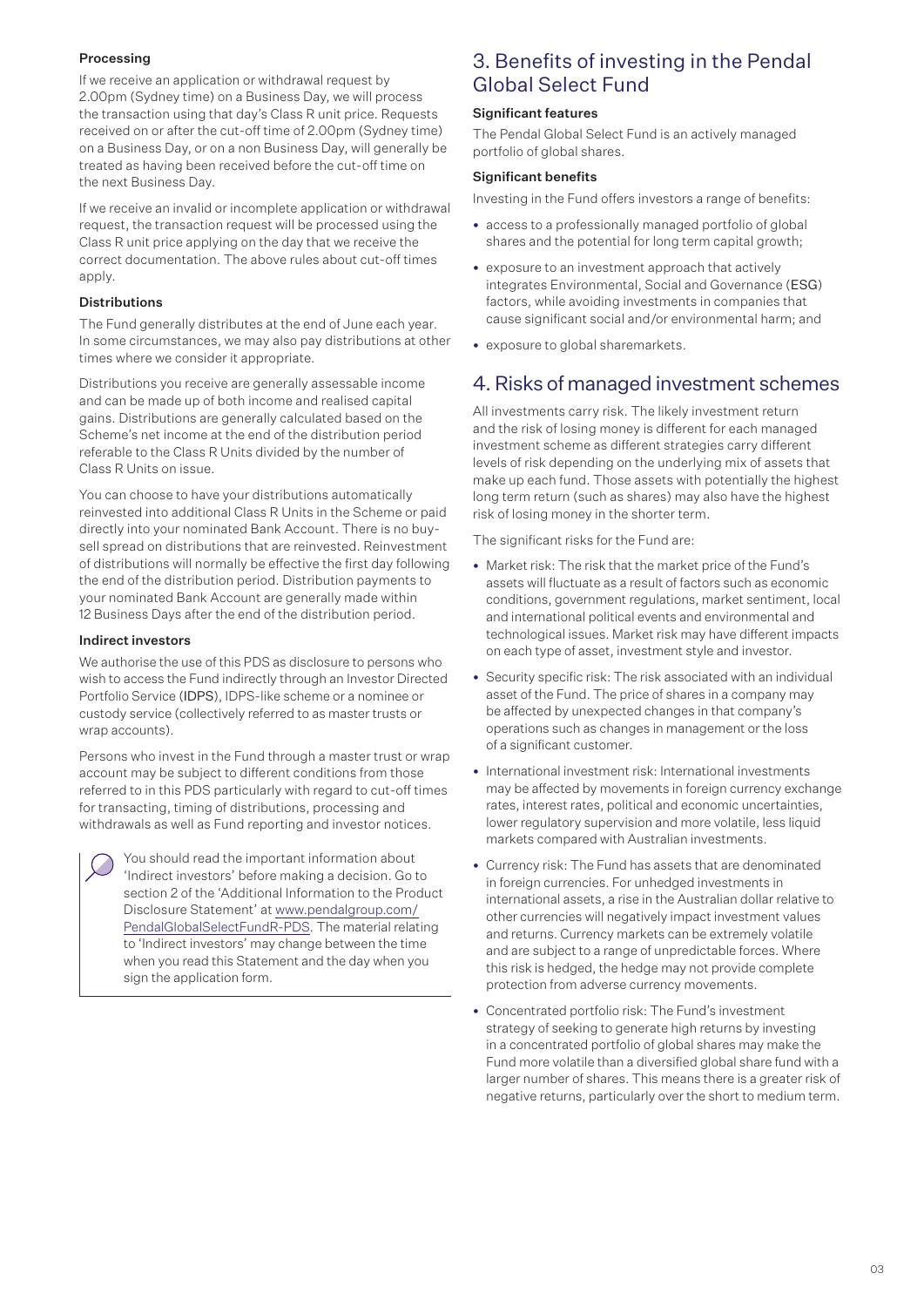### Processing

If we receive an application or withdrawal request by 2.00pm (Sydney time) on a Business Day, we will process the transaction using that day's Class R unit price. Requests received on or after the cut-off time of 2.00pm (Sydney time) on a Business Day, or on a non Business Day, will generally be treated as having been received before the cut-off time on the next Business Day.

If we receive an invalid or incomplete application or withdrawal request, the transaction request will be processed using the Class R unit price applying on the day that we receive the correct documentation. The above rules about cut-off times apply.

### Distributions

The Fund generally distributes at the end of June each year. In some circumstances, we may also pay distributions at other times where we consider it appropriate.

Distributions you receive are generally assessable income and can be made up of both income and realised capital gains. Distributions are generally calculated based on the Scheme's net income at the end of the distribution period referable to the Class R Units divided by the number of Class R Units on issue.

You can choose to have your distributions automatically reinvested into additional Class R Units in the Scheme or paid directly into your nominated Bank Account. There is no buy-sell spread on distributions that are reinvested. Reinvestment of distributions will normally be effective the first day following the end of the distribution period. Distribution payments to your nominated Bank Account are generally made within 12 Business Days after the end of the distribution period.

### Indirect investors

We authorise the use of this PDS as disclosure to persons who wish to access the Fund indirectly through an Investor Directed Portfolio Service (**IDPS**), IDPS-like scheme or a nominee or custody service (collectively referred to as master trusts or wrap accounts).

Persons who invest in the Fund through a master trust or wrap account may be subject to different conditions from those referred to in this PDS particularly with regard to cut-off times for transacting, timing of distributions, processing and withdrawals as well as Fund reporting and investor notices.

> You should read the important information about 'Indirect investors' before making a decision. Go to section 2 of the 'Additional Information to the Product Disclosure Statement' at www.pendalgroup.com/PendalGlobalSelectFundR-PDS. The material relating to 'Indirect investors' may change between the time when you read this Statement and the day when you sign the application form.

## 3. Benefits of investing in the Pendal Global Select Fund

### Significant features

The Pendal Global Select Fund is an actively managed portfolio of global shares.

### Significant benefits

Investing in the Fund offers investors a range of benefits:

- access to a professionally managed portfolio of global shares and the potential for long term capital growth;
- exposure to an investment approach that actively integrates Environmental, Social and Governance (**ESG**) factors, while avoiding investments in companies that cause significant social and/or environmental harm; and
- exposure to global sharemarkets.

## 4. Risks of managed investment schemes

All investments carry risk. The likely investment return and the risk of losing money is different for each managed investment scheme as different strategies carry different levels of risk depending on the underlying mix of assets that make up each fund. Those assets with potentially the highest long term return (such as shares) may also have the highest risk of losing money in the shorter term.

The significant risks for the Fund are:

- Market risk: The risk that the market price of the Fund's assets will fluctuate as a result of factors such as economic conditions, government regulations, market sentiment, local and international political events and environmental and technological issues. Market risk may have different impacts on each type of asset, investment style and investor.
- Security specific risk: The risk associated with an individual asset of the Fund. The price of shares in a company may be affected by unexpected changes in that company's operations such as changes in management or the loss of a significant customer.
- International investment risk: International investments may be affected by movements in foreign currency exchange rates, interest rates, political and economic uncertainties, lower regulatory supervision and more volatile, less liquid markets compared with Australian investments.
- Currency risk: The Fund has assets that are denominated in foreign currencies. For unhedged investments in international assets, a rise in the Australian dollar relative to other currencies will negatively impact investment values and returns. Currency markets can be extremely volatile and are subject to a range of unpredictable forces. Where this risk is hedged, the hedge may not provide complete protection from adverse currency movements.
- Concentrated portfolio risk: The Fund's investment strategy of seeking to generate high returns by investing in a concentrated portfolio of global shares may make the Fund more volatile than a diversified global share fund with a larger number of shares. This means there is a greater risk of negative returns, particularly over the short to medium term.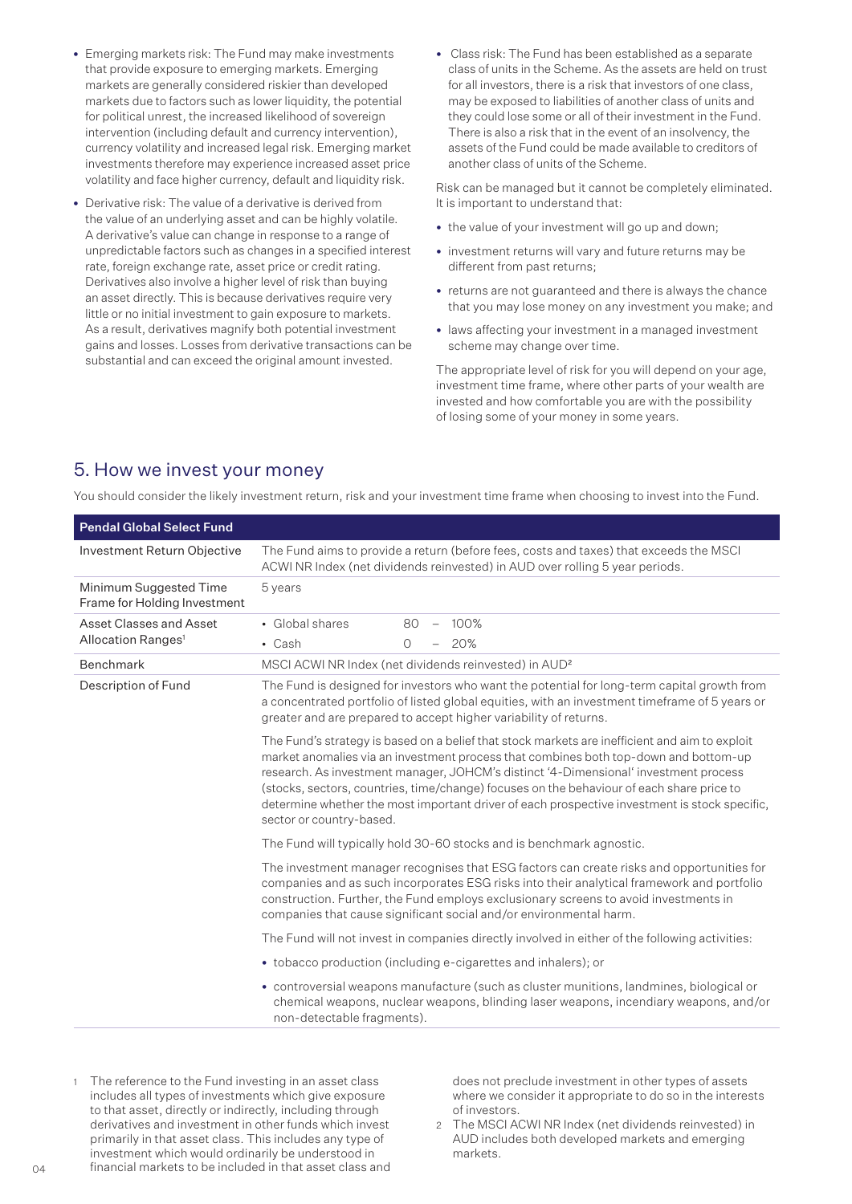- Emerging markets risk: The Fund may make investments that provide exposure to emerging markets. Emerging markets are generally considered riskier than developed markets due to factors such as lower liquidity, the potential for political unrest, the increased likelihood of sovereign intervention (including default and currency intervention), currency volatility and increased legal risk. Emerging market investments therefore may experience increased asset price volatility and face higher currency, default and liquidity risk.
- Derivative risk: The value of a derivative is derived from the value of an underlying asset and can be highly volatile. A derivative's value can change in response to a range of unpredictable factors such as changes in a specified interest rate, foreign exchange rate, asset price or credit rating. Derivatives also involve a higher level of risk than buying an asset directly. This is because derivatives require very little or no initial investment to gain exposure to markets. As a result, derivatives magnify both potential investment gains and losses. Losses from derivative transactions can be substantial and can exceed the original amount invested.
- Class risk: The Fund has been established as a separate class of units in the Scheme. As the assets are held on trust for all investors, there is a risk that investors of one class, may be exposed to liabilities of another class of units and they could lose some or all of their investment in the Fund. There is also a risk that in the event of an insolvency, the assets of the Fund could be made available to creditors of another class of units of the Scheme.

Risk can be managed but it cannot be completely eliminated. It is important to understand that:

- the value of your investment will go up and down;
- investment returns will vary and future returns may be different from past returns;
- returns are not guaranteed and there is always the chance that you may lose money on any investment you make; and
- laws affecting your investment in a managed investment scheme may change over time.

The appropriate level of risk for you will depend on your age, investment time frame, where other parts of your wealth are invested and how comfortable you are with the possibility of losing some of your money in some years.

## 5. How we invest your money

You should consider the likely investment return, risk and your investment time frame when choosing to invest into the Fund.

| **Pendal Global Select Fund** | |
|---|---|
| Investment Return Objective | The Fund aims to provide a return (before fees, costs and taxes) that exceeds the MSCI ACWI NR Index (net dividends reinvested) in AUD over rolling 5 year periods. |
| Minimum Suggested Time Frame for Holding Investment | 5 years |
| Asset Classes and Asset Allocation Ranges[1] | • Global shares 80 – 100%<br>• Cash 0 – 20% |
| Benchmark | MSCI ACWI NR Index (net dividends reinvested) in AUD[2] |
| Description of Fund | The Fund is designed for investors who want the potential for long-term capital growth from a concentrated portfolio of listed global equities, with an investment timeframe of 5 years or greater and are prepared to accept higher variability of returns.<br><br>The Fund's strategy is based on a belief that stock markets are inefficient and aim to exploit market anomalies via an investment process that combines both top-down and bottom-up research. As investment manager, JOHCM's distinct '4-Dimensional' investment process (stocks, sectors, countries, time/change) focuses on the behaviour of each share price to determine whether the most important driver of each prospective investment is stock specific, sector or country-based.<br><br>The Fund will typically hold 30-60 stocks and is benchmark agnostic.<br><br>The investment manager recognises that ESG factors can create risks and opportunities for companies and as such incorporates ESG risks into their analytical framework and portfolio construction. Further, the Fund employs exclusionary screens to avoid investments in companies that cause significant social and/or environmental harm.<br><br>The Fund will not invest in companies directly involved in either of the following activities:<br><br>• tobacco production (including e-cigarettes and inhalers); or<br><br>• controversial weapons manufacture (such as cluster munitions, landmines, biological or chemical weapons, nuclear weapons, blinding laser weapons, incendiary weapons, and/or non-detectable fragments). |

1 The reference to the Fund investing in an asset class includes all types of investments which give exposure to that asset, directly or indirectly, including through derivatives and investment in other funds which invest primarily in that asset class. This includes any type of investment which would ordinarily be understood in financial markets to be included in that asset class and does not preclude investment in other types of assets where we consider it appropriate to do so in the interests of investors.

2 The MSCI ACWI NR Index (net dividends reinvested) in AUD includes both developed markets and emerging markets.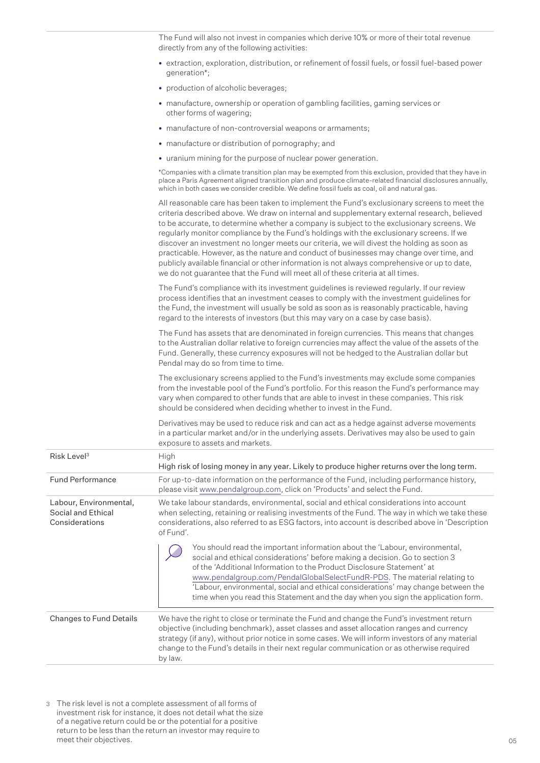| | |
|---|---|
| | The Fund will also not invest in companies which derive 10% or more of their total revenue directly from any of the following activities:<br>• extraction, exploration, distribution, or refinement of fossil fuels, or fossil fuel-based power generation*;<br>• production of alcoholic beverages;<br>• manufacture, ownership or operation of gambling facilities, gaming services or other forms of wagering;<br>• manufacture of non-controversial weapons or armaments;<br>• manufacture or distribution of pornography; and<br>• uranium mining for the purpose of nuclear power generation.<br>*Companies with a climate transition plan may be exempted from this exclusion, provided that they have in place a Paris Agreement aligned transition plan and produce climate-related financial disclosures annually, which in both cases we consider credible. We define fossil fuels as coal, oil and natural gas.<br>All reasonable care has been taken to implement the Fund's exclusionary screens to meet the criteria described above. We draw on internal and supplementary external research, believed to be accurate, to determine whether a company is subject to the exclusionary screens. We regularly monitor compliance by the Fund's holdings with the exclusionary screens. If we discover an investment no longer meets our criteria, we will divest the holding as soon as practicable. However, as the nature and conduct of businesses may change over time, and publicly available financial or other information is not always comprehensive or up to date, we do not guarantee that the Fund will meet all of these criteria at all times.<br>The Fund's compliance with its investment guidelines is reviewed regularly. If our review process identifies that an investment ceases to comply with the investment guidelines for the Fund, the investment will usually be sold as soon as is reasonably practicable, having regard to the interests of investors (but this may vary on a case by case basis).<br>The Fund has assets that are denominated in foreign currencies. This means that changes to the Australian dollar relative to foreign currencies may affect the value of the assets of the Fund. Generally, these currency exposures will not be hedged to the Australian dollar but Pendal may do so from time to time.<br>The exclusionary screens applied to the Fund's investments may exclude some companies from the investable pool of the Fund's portfolio. For this reason the Fund's performance may vary when compared to other funds that are able to invest in these companies. This risk should be considered when deciding whether to invest in the Fund.<br>Derivatives may be used to reduce risk and can act as a hedge against adverse movements in a particular market and/or in the underlying assets. Derivatives may also be used to gain exposure to assets and markets. |
| Risk Level[3] | High<br>High risk of losing money in any year. Likely to produce higher returns over the long term. |
| Fund Performance | For up-to-date information on the performance of the Fund, including performance history, please visit www.pendalgroup.com, click on 'Products' and select the Fund. |
| Labour, Environmental, Social and Ethical Considerations | We take labour standards, environmental, social and ethical considerations into account when selecting, retaining or realising investments of the Fund. The way in which we take these considerations, also referred to as ESG factors, into account is described above in 'Description of Fund'.<br>You should read the important information about the 'Labour, environmental, social and ethical considerations' before making a decision. Go to section 3 of the 'Additional Information to the Product Disclosure Statement' at www.pendalgroup.com/PendalGlobalSelectFundR-PDS. The material relating to 'Labour, environmental, social and ethical considerations' may change between the time when you read this Statement and the day when you sign the application form. |
| Changes to Fund Details | We have the right to close or terminate the Fund and change the Fund's investment return objective (including benchmark), asset classes and asset allocation ranges and currency strategy (if any), without prior notice in some cases. We will inform investors of any material change to the Fund's details in their next regular communication or as otherwise required by law. |

3 The risk level is not a complete assessment of all forms of investment risk for instance, it does not detail what the size of a negative return could be or the potential for a positive return to be less than the return an investor may require to meet their objectives.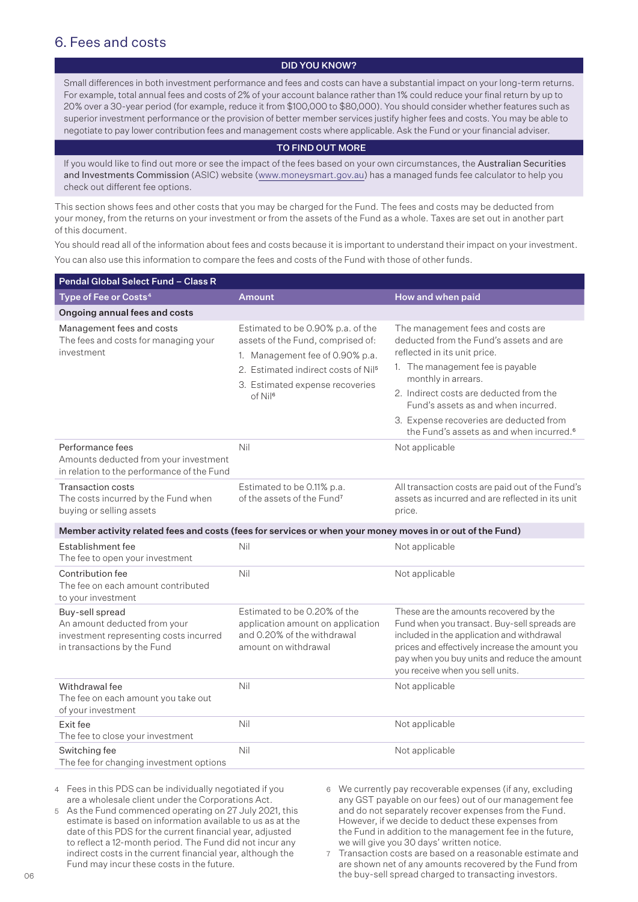## 6. Fees and costs

**DID YOU KNOW?**

Small differences in both investment performance and fees and costs can have a substantial impact on your long-term returns. For example, total annual fees and costs of 2% of your account balance rather than 1% could reduce your final return by up to 20% over a 30-year period (for example, reduce it from $100,000 to $80,000). You should consider whether features such as superior investment performance or the provision of better member services justify higher fees and costs. You may be able to negotiate to pay lower contribution fees and management costs where applicable. Ask the Fund or your financial adviser.

**TO FIND OUT MORE**

If you would like to find out more or see the impact of the fees based on your own circumstances, the Australian Securities and Investments Commission (ASIC) website (www.moneysmart.gov.au) has a managed funds fee calculator to help you check out different fee options.

This section shows fees and other costs that you may be charged for the Fund. The fees and costs may be deducted from your money, from the returns on your investment or from the assets of the Fund as a whole. Taxes are set out in another part of this document.

You should read all of the information about fees and costs because it is important to understand their impact on your investment.

You can also use this information to compare the fees and costs of the Fund with those of other funds.

**Pendal Global Select Fund – Class R**

| Type of Fee or Costs[4] | Amount | How and when paid |
|---|---|---|
| **Ongoing annual fees and costs** | | |
| Management fees and costs<br>The fees and costs for managing your investment | Estimated to be 0.90% p.a. of the assets of the Fund, comprised of:<br>1. Management fee of 0.90% p.a.<br>2. Estimated indirect costs of Nil[5]<br>3. Estimated expense recoveries of Nil[6] | The management fees and costs are deducted from the Fund's assets and are reflected in its unit price.<br>1. The management fee is payable monthly in arrears.<br>2. Indirect costs are deducted from the Fund's assets as and when incurred.<br>3. Expense recoveries are deducted from the Fund's assets as and when incurred.[6] |
| Performance fees<br>Amounts deducted from your investment in relation to the performance of the Fund | Nil | Not applicable |
| Transaction costs<br>The costs incurred by the Fund when buying or selling assets | Estimated to be 0.11% p.a. of the assets of the Fund[7] | All transaction costs are paid out of the Fund's assets as incurred and are reflected in its unit price. |
| **Member activity related fees and costs (fees for services or when your money moves in or out of the Fund)** | | |
| Establishment fee<br>The fee to open your investment | Nil | Not applicable |
| Contribution fee<br>The fee on each amount contributed to your investment | Nil | Not applicable |
| Buy-sell spread<br>An amount deducted from your investment representing costs incurred in transactions by the Fund | Estimated to be 0.20% of the application amount on application and 0.20% of the withdrawal amount on withdrawal | These are the amounts recovered by the Fund when you transact. Buy-sell spreads are included in the application and withdrawal prices and effectively increase the amount you pay when you buy units and reduce the amount you receive when you sell units. |
| Withdrawal fee<br>The fee on each amount you take out of your investment | Nil | Not applicable |
| Exit fee<br>The fee to close your investment | Nil | Not applicable |
| Switching fee<br>The fee for changing investment options | Nil | Not applicable |

4 Fees in this PDS can be individually negotiated if you are a wholesale client under the Corporations Act.

5 As the Fund commenced operating on 27 July 2021, this estimate is based on information available to us as at the date of this PDS for the current financial year, adjusted to reflect a 12-month period. The Fund did not incur any indirect costs in the current financial year, although the Fund may incur these costs in the future.

6 We currently pay recoverable expenses (if any, excluding any GST payable on our fees) out of our management fee and do not separately recover expenses from the Fund. However, if we decide to deduct these expenses from the Fund in addition to the management fee in the future, we will give you 30 days' written notice.

7 Transaction costs are based on a reasonable estimate and are shown net of any amounts recovered by the Fund from the buy-sell spread charged to transacting investors.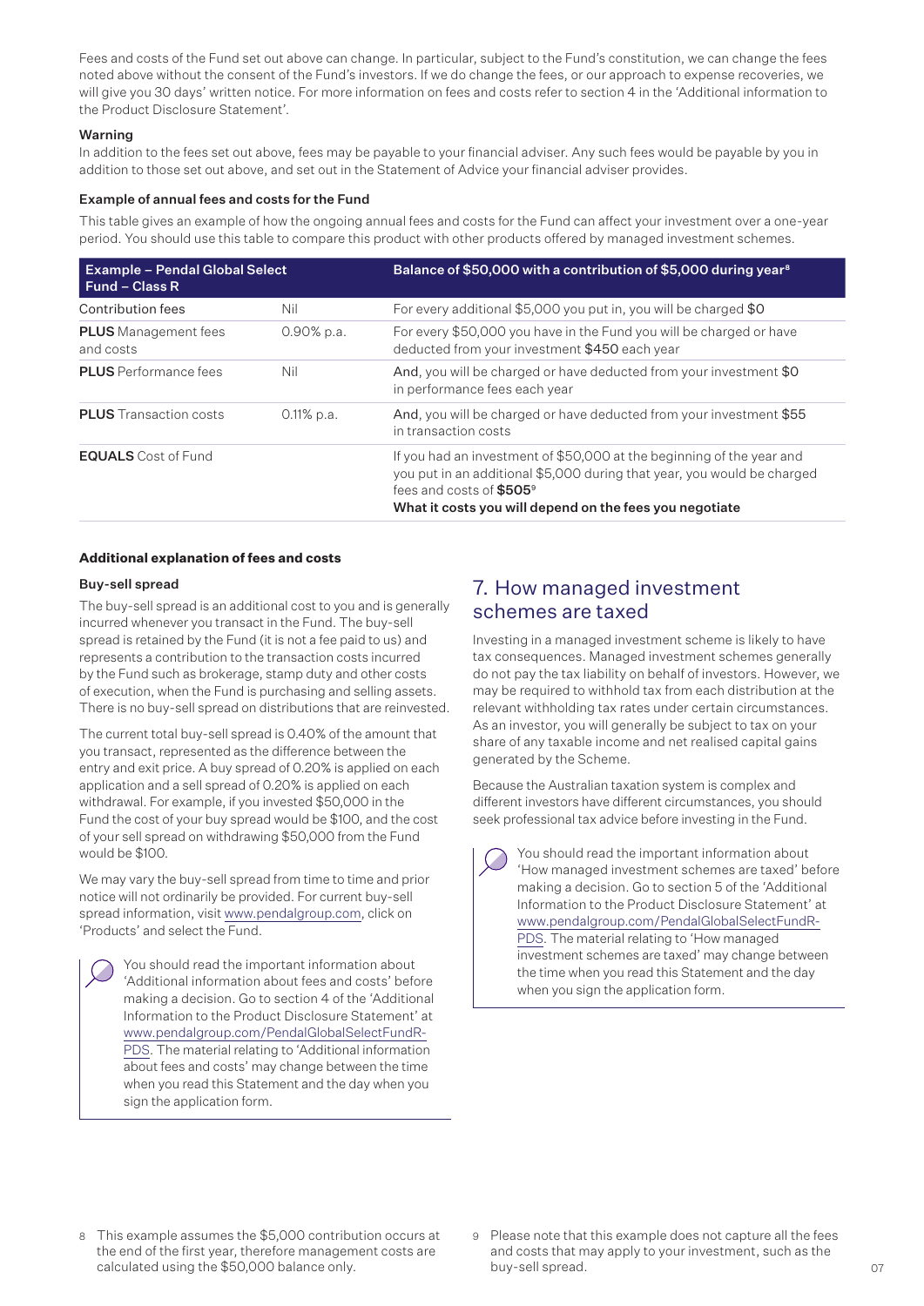Fees and costs of the Fund set out above can change. In particular, subject to the Fund's constitution, we can change the fees noted above without the consent of the Fund's investors. If we do change the fees, or our approach to expense recoveries, we will give you 30 days' written notice. For more information on fees and costs refer to section 4 in the 'Additional information to the Product Disclosure Statement'.

**Warning**

In addition to the fees set out above, fees may be payable to your financial adviser. Any such fees would be payable by you in addition to those set out above, and set out in the Statement of Advice your financial adviser provides.

**Example of annual fees and costs for the Fund**

This table gives an example of how the ongoing annual fees and costs for the Fund can affect your investment over a one-year period. You should use this table to compare this product with other products offered by managed investment schemes.

| Example – Pendal Global Select Fund – Class R | | Balance of $50,000 with a contribution of $5,000 during year[8] |
|---|---|---|
| Contribution fees | Nil | For every additional $5,000 you put in, you will be charged $0 |
| **PLUS** Management fees and costs | 0.90% p.a. | For every $50,000 you have in the Fund you will be charged or have deducted from your investment $450 each year |
| **PLUS** Performance fees | Nil | And, you will be charged or have deducted from your investment $0 in performance fees each year |
| **PLUS** Transaction costs | 0.11% p.a. | And, you will be charged or have deducted from your investment $55 in transaction costs |
| **EQUALS** Cost of Fund | | If you had an investment of $50,000 at the beginning of the year and you put in an additional $5,000 during that year, you would be charged fees and costs of **$505**[9] **What it costs you will depend on the fees you negotiate** |

**Additional explanation of fees and costs**

**Buy-sell spread**

The buy-sell spread is an additional cost to you and is generally incurred whenever you transact in the Fund. The buy-sell spread is retained by the Fund (it is not a fee paid to us) and represents a contribution to the transaction costs incurred by the Fund such as brokerage, stamp duty and other costs of execution, when the Fund is purchasing and selling assets. There is no buy-sell spread on distributions that are reinvested.

The current total buy-sell spread is 0.40% of the amount that you transact, represented as the difference between the entry and exit price. A buy spread of 0.20% is applied on each application and a sell spread of 0.20% is applied on each withdrawal. For example, if you invested $50,000 in the Fund the cost of your buy spread would be $100, and the cost of your sell spread on withdrawing $50,000 from the Fund would be $100.

We may vary the buy-sell spread from time to time and prior notice will not ordinarily be provided. For current buy-sell spread information, visit www.pendalgroup.com, click on 'Products' and select the Fund.

You should read the important information about 'Additional information about fees and costs' before making a decision. Go to section 4 of the 'Additional Information to the Product Disclosure Statement' at www.pendalgroup.com/PendalGlobalSelectFundR-PDS. The material relating to 'Additional information about fees and costs' may change between the time when you read this Statement and the day when you sign the application form.

## 7. How managed investment schemes are taxed

Investing in a managed investment scheme is likely to have tax consequences. Managed investment schemes generally do not pay the tax liability on behalf of investors. However, we may be required to withhold tax from each distribution at the relevant withholding tax rates under certain circumstances. As an investor, you will generally be subject to tax on your share of any taxable income and net realised capital gains generated by the Scheme.

Because the Australian taxation system is complex and different investors have different circumstances, you should seek professional tax advice before investing in the Fund.

You should read the important information about 'How managed investment schemes are taxed' before making a decision. Go to section 5 of the 'Additional Information to the Product Disclosure Statement' at www.pendalgroup.com/PendalGlobalSelectFundR-PDS. The material relating to 'How managed investment schemes are taxed' may change between the time when you read this Statement and the day when you sign the application form.

8 This example assumes the $5,000 contribution occurs at the end of the first year, therefore management costs are calculated using the $50,000 balance only.

9 Please note that this example does not capture all the fees and costs that may apply to your investment, such as the buy-sell spread.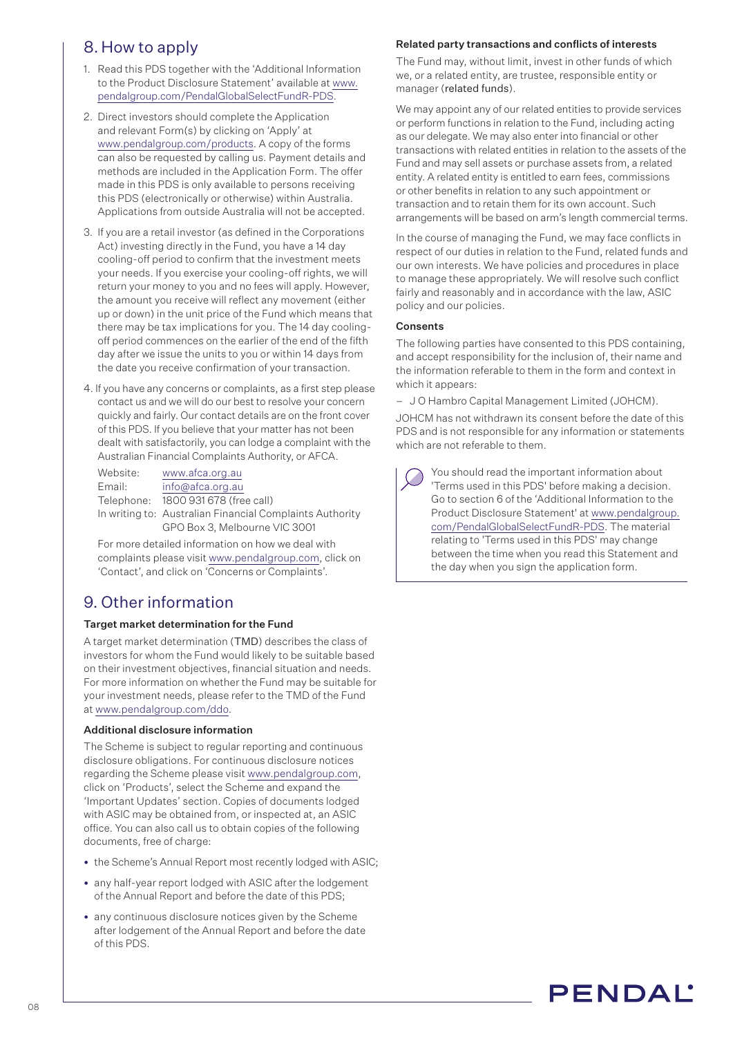## 8. How to apply

1. Read this PDS together with the 'Additional Information to the Product Disclosure Statement' available at www.pendalgroup.com/PendalGlobalSelectFundR-PDS.
2. Direct investors should complete the Application and relevant Form(s) by clicking on 'Apply' at www.pendalgroup.com/products. A copy of the forms can also be requested by calling us. Payment details and methods are included in the Application Form. The offer made in this PDS is only available to persons receiving this PDS (electronically or otherwise) within Australia. Applications from outside Australia will not be accepted.
3. If you are a retail investor (as defined in the Corporations Act) investing directly in the Fund, you have a 14 day cooling-off period to confirm that the investment meets your needs. If you exercise your cooling-off rights, we will return your money to you and no fees will apply. However, the amount you receive will reflect any movement (either up or down) in the unit price of the Fund which means that there may be tax implications for you. The 14 day cooling-off period commences on the earlier of the end of the fifth day after we issue the units to you or within 14 days from the date you receive confirmation of your transaction.
4. If you have any concerns or complaints, as a first step please contact us and we will do our best to resolve your concern quickly and fairly. Our contact details are on the front cover of this PDS. If you believe that your matter has not been dealt with satisfactorily, you can lodge a complaint with the Australian Financial Complaints Authority, or AFCA.

   Website: www.afca.org.au
   Email: info@afca.org.au
   Telephone: 1800 931 678 (free call)
   In writing to: Australian Financial Complaints Authority GPO Box 3, Melbourne VIC 3001

   For more detailed information on how we deal with complaints please visit www.pendalgroup.com, click on 'Contact', and click on 'Concerns or Complaints'.

## 9. Other information

### Target market determination for the Fund

A target market determination (**TMD**) describes the class of investors for whom the Fund would likely to be suitable based on their investment objectives, financial situation and needs. For more information on whether the Fund may be suitable for your investment needs, please refer to the TMD of the Fund at www.pendalgroup.com/ddo.

### Additional disclosure information

The Scheme is subject to regular reporting and continuous disclosure obligations. For continuous disclosure notices regarding the Scheme please visit www.pendalgroup.com, click on 'Products', select the Scheme and expand the 'Important Updates' section. Copies of documents lodged with ASIC may be obtained from, or inspected at, an ASIC office. You can also call us to obtain copies of the following documents, free of charge:

- the Scheme's Annual Report most recently lodged with ASIC;
- any half-year report lodged with ASIC after the lodgement of the Annual Report and before the date of this PDS;
- any continuous disclosure notices given by the Scheme after lodgement of the Annual Report and before the date of this PDS.

### Related party transactions and conflicts of interests

The Fund may, without limit, invest in other funds of which we, or a related entity, are trustee, responsible entity or manager (**related funds**).

We may appoint any of our related entities to provide services or perform functions in relation to the Fund, including acting as our delegate. We may also enter into financial or other transactions with related entities in relation to the assets of the Fund and may sell assets or purchase assets from, a related entity. A related entity is entitled to earn fees, commissions or other benefits in relation to any such appointment or transaction and to retain them for its own account. Such arrangements will be based on arm's length commercial terms.

In the course of managing the Fund, we may face conflicts in respect of our duties in relation to the Fund, related funds and our own interests. We have policies and procedures in place to manage these appropriately. We will resolve such conflict fairly and reasonably and in accordance with the law, ASIC policy and our policies.

### Consents

The following parties have consented to this PDS containing, and accept responsibility for the inclusion of, their name and the information referable to them in the form and context in which it appears:

– J O Hambro Capital Management Limited (JOHCM).

JOHCM has not withdrawn its consent before the date of this PDS and is not responsible for any information or statements which are not referable to them.

You should read the important information about 'Terms used in this PDS' before making a decision. Go to section 6 of the 'Additional Information to the Product Disclosure Statement' at www.pendalgroup.com/PendalGlobalSelectFundR-PDS. The material relating to 'Terms used in this PDS' may change between the time when you read this Statement and the day when you sign the application form.

PENDAL